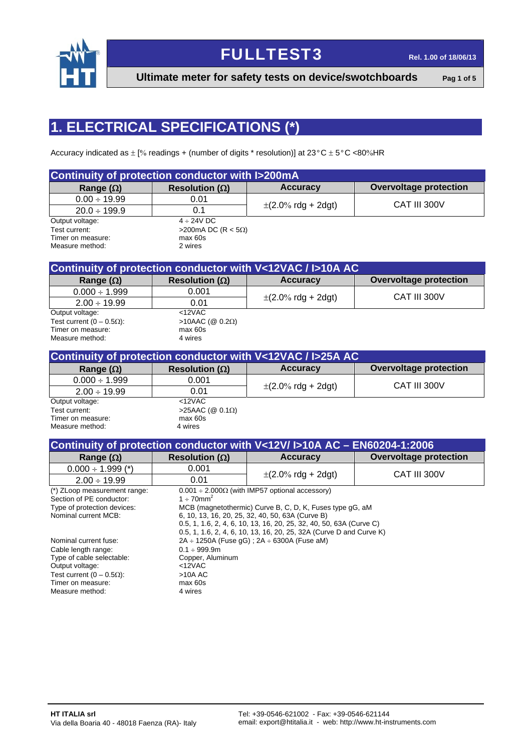# FULLTEST3

**Ultimate meter for safety tests on device/swotchboards**

## 1. ELECTRICAL SPECIFICATIONS (*)

Accuracy indicated as ± [% readings + (number of digits * resolution)] at 23°C ± 5°C <80%HR

### Continuity of protection conductor with I>200mA

| Range (Ω) | Resolution (Ω) | Accuracy | Overvoltage protection |
|---|---|---|---|
| 0.00 ÷ 19.99 | 0.01 | ±(2.0% rdg + 2dgt) | CAT III 300V |
| 20.0 ÷ 199.9 | 0.1 | | |

Output voltage: 4 ÷ 24V DC
Test current: >200mA DC (R < 5Ω)
Timer on measure: max 60s
Measure method: 2 wires

### Continuity of protection conductor with V<12VAC / I>10A AC

| Range (Ω) | Resolution (Ω) | Accuracy | Overvoltage protection |
|---|---|---|---|
| 0.000 ÷ 1.999 | 0.001 | ±(2.0% rdg + 2dgt) | CAT III 300V |
| 2.00 ÷ 19.99 | 0.01 | | |

Output voltage: <12VAC
Test current (0 – 0.5Ω): >10AAC (@ 0.2Ω)
Timer on measure: max 60s
Measure method: 4 wires

### Continuity of protection conductor with V<12VAC / I>25A AC

| Range (Ω) | Resolution (Ω) | Accuracy | Overvoltage protection |
|---|---|---|---|
| 0.000 ÷ 1.999 | 0.001 | ±(2.0% rdg + 2dgt) | CAT III 300V |
| 2.00 ÷ 19.99 | 0.01 | | |

Output voltage: <12VAC
Test current: >25AAC (@ 0.1Ω)
Timer on measure: max 60s
Measure method: 4 wires

### Continuity of protection conductor with V<12V/ I>10A AC – EN60204-1:2006

| Range (Ω) | Resolution (Ω) | Accuracy | Overvoltage protection |
|---|---|---|---|
| 0.000 ÷ 1.999 (*) | 0.001 | ±(2.0% rdg + 2dgt) | CAT III 300V |
| 2.00 ÷ 19.99 | 0.01 | | |

(*) ZLoop measurement range: 0.001 ÷ 2.000Ω (with IMP57 optional accessory)
Section of PE conductor: 1 ÷ 70mm$^2$
Type of protection devices: MCB (magnetothermic) Curve B, C, D, K, Fuses type gG, aM
Nominal current MCB: 6, 10, 13, 16, 20, 25, 32, 40, 50, 63A (Curve B)
0.5, 1, 1.6, 2, 4, 6, 10, 13, 16, 20, 25, 32, 40, 50, 63A (Curve C)
0.5, 1, 1.6, 2, 4, 6, 10, 13, 16, 20, 25, 32A (Curve D and Curve K)
Nominal current fuse: 2A ÷ 1250A (Fuse gG) ; 2A ÷ 6300A (Fuse aM)
Cable length range: 0.1 ÷ 999.9m
Type of cable selectable: Copper, Aluminum
Output voltage: <12VAC
Test current (0 – 0.5Ω): >10A AC
Timer on measure: max 60s
Measure method: 4 wires

**HT ITALIA srl**
Via della Boaria 40 - 48018 Faenza (RA)- Italy

Tel: +39-0546-621002 - Fax: +39-0546-621144
email: export@htitalia.it - web: http://www.ht-instruments.com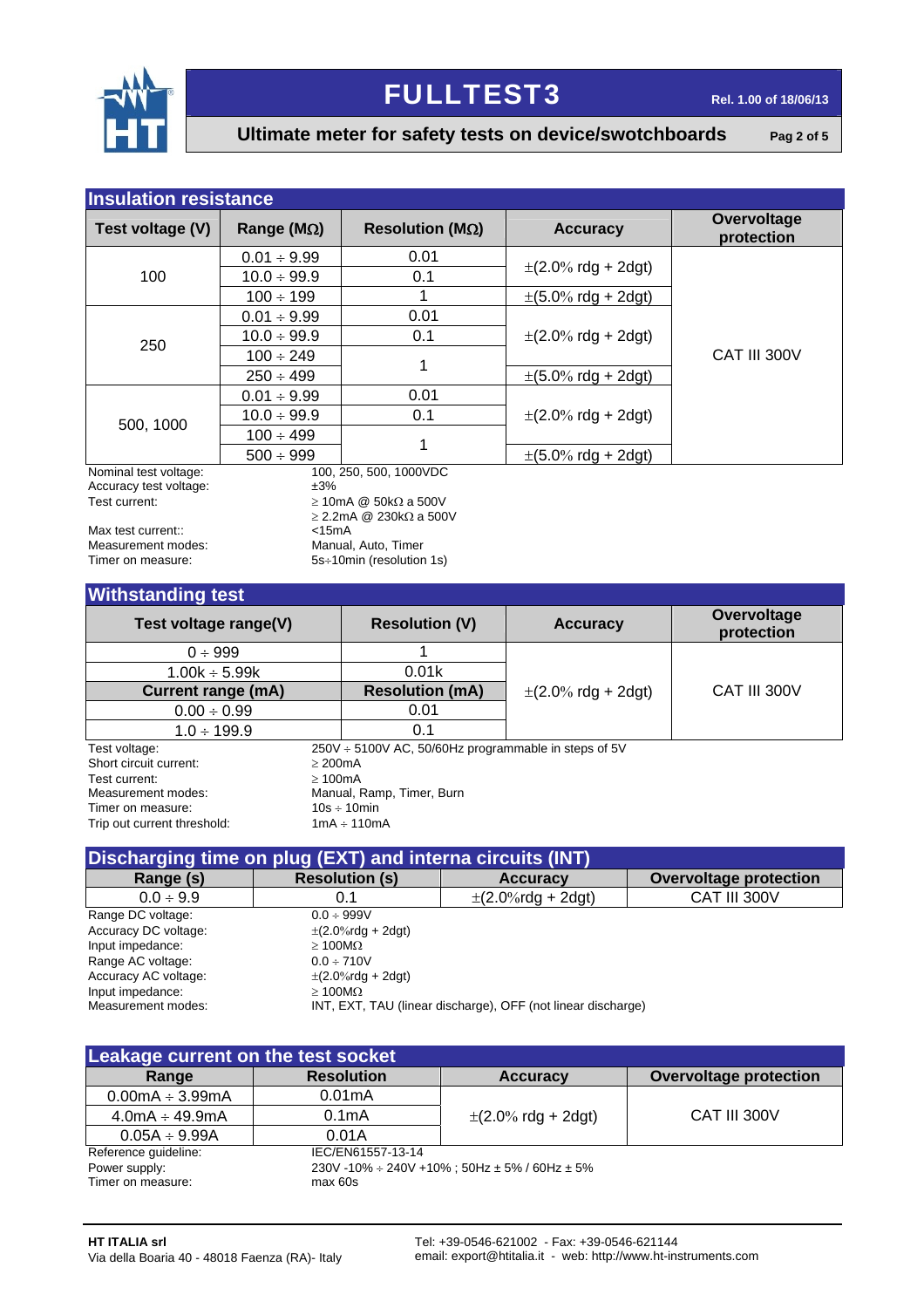## Insulation resistance

| Test voltage (V) | Range (MΩ) | Resolution (MΩ) | Accuracy | Overvoltage protection |
|---|---|---|---|---|
| 100 | 0.01 ÷ 9.99 | 0.01 | ±(2.0% rdg + 2dgt) | CAT III 300V |
| | 10.0 ÷ 99.9 | 0.1 | | |
| | 100 ÷ 199 | 1 | ±(5.0% rdg + 2dgt) | |
| 250 | 0.01 ÷ 9.99 | 0.01 | ±(2.0% rdg + 2dgt) | |
| | 10.0 ÷ 99.9 | 0.1 | | |
| | 100 ÷ 249 | 1 | | |
| | 250 ÷ 499 | | ±(5.0% rdg + 2dgt) | |
| 500, 1000 | 0.01 ÷ 9.99 | 0.01 | ±(2.0% rdg + 2dgt) | |
| | 10.0 ÷ 99.9 | 0.1 | | |
| | 100 ÷ 499 | 1 | | |
| | 500 ÷ 999 | | ±(5.0% rdg + 2dgt) | |

Nominal test voltage: 100, 250, 500, 1000VDC
Accuracy test voltage: ±3%
Test current: ≥ 10mA @ 50kΩ a 500V
≥ 2.2mA @ 230kΩ a 500V
Max test current:: <15mA
Measurement modes: Manual, Auto, Timer
Timer on measure: 5s÷10min (resolution 1s)

## Withstanding test

| Test voltage range(V) | Resolution (V) | Accuracy | Overvoltage protection |
|---|---|---|---|
| 0 ÷ 999 | 1 | ±(2.0% rdg + 2dgt) | CAT III 300V |
| 1.00k ÷ 5.99k | 0.01k | | |
| **Current range (mA)** | **Resolution (mA)** | | |
| 0.00 ÷ 0.99 | 0.01 | | |
| 1.0 ÷ 199.9 | 0.1 | | |

Test voltage: 250V ÷ 5100V AC, 50/60Hz programmable in steps of 5V
Short circuit current: ≥ 200mA
Test current: ≥ 100mA
Measurement modes: Manual, Ramp, Timer, Burn
Timer on measure: 10s ÷ 10min
Trip out current threshold: 1mA ÷ 110mA

## Discharging time on plug (EXT) and interna circuits (INT)

| Range (s) | Resolution (s) | Accuracy | Overvoltage protection |
|---|---|---|---|
| 0.0 ÷ 9.9 | 0.1 | ±(2.0%rdg + 2dgt) | CAT III 300V |

Range DC voltage: 0.0 ÷ 999V
Accuracy DC voltage: ±(2.0%rdg + 2dgt)
Input impedance: ≥ 100MΩ
Range AC voltage: 0.0 ÷ 710V
Accuracy AC voltage: ±(2.0%rdg + 2dgt)
Input impedance: ≥ 100MΩ
Measurement modes: INT, EXT, TAU (linear discharge), OFF (not linear discharge)

## Leakage current on the test socket

| Range | Resolution | Accuracy | Overvoltage protection |
|---|---|---|---|
| 0.00mA ÷ 3.99mA | 0.01mA | ±(2.0% rdg + 2dgt) | CAT III 300V |
| 4.0mA ÷ 49.9mA | 0.1mA | | |
| 0.05A ÷ 9.99A | 0.01A | | |

Reference guideline: IEC/EN61557-13-14
Power supply: 230V -10% ÷ 240V +10% ; 50Hz ± 5% / 60Hz ± 5%
Timer on measure: max 60s

**HT ITALIA srl**
Via della Boaria 40 - 48018 Faenza (RA)- Italy

Tel: +39-0546-621002 - Fax: +39-0546-621144
email: export@htitalia.it - web: http://www.ht-instruments.com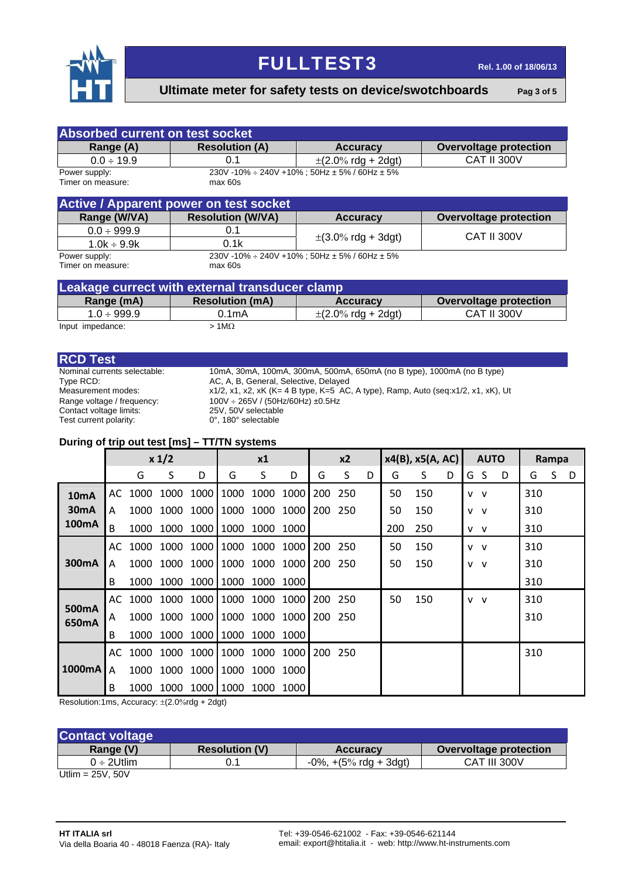## Absorbed current on test socket

| Range (A) | Resolution (A) | Accuracy | Overvoltage protection |
|---|---|---|---|
| 0.0 ÷ 19.9 | 0.1 | ±(2.0% rdg + 2dgt) | CAT II 300V |

Power supply: 230V -10% ÷ 240V +10% ; 50Hz ± 5% / 60Hz ± 5%
Timer on measure: max 60s

## Active / Apparent power on test socket

| Range (W/VA) | Resolution (W/VA) | Accuracy | Overvoltage protection |
|---|---|---|---|
| 0.0 ÷ 999.9 | 0.1 | ±(3.0% rdg + 3dgt) | CAT II 300V |
| 1.0k ÷ 9.9k | 0.1k | | |

Power supply: 230V -10% ÷ 240V +10% ; 50Hz ± 5% / 60Hz ± 5%
Timer on measure: max 60s

## Leakage currect with external transducer clamp

| Range (mA) | Resolution (mA) | Accuracy | Overvoltage protection |
|---|---|---|---|
| 1.0 ÷ 999.9 | 0.1mA | ±(2.0% rdg + 2dgt) | CAT II 300V |

Input impedance: > 1MΩ

## RCD Test

Nominal currents selectable: 10mA, 30mA, 100mA, 300mA, 500mA, 650mA (no B type), 1000mA (no B type)
Type RCD: AC, A, B, General, Selective, Delayed
Measurement modes: x1/2, x1, x2, xK (K= 4 B type, K=5 AC, A type), Ramp, Auto (seq:x1/2, x1, xK), Ut
Range voltage / frequency: 100V ÷ 265V / (50Hz/60Hz) ±0.5Hz
Contact voltage limits: 25V, 50V selectable
Test current polarity: 0°, 180° selectable

### During of trip out test [ms] – TT/TN systems

| | | x 1/2 | | | x1 | | | x2 | | | x4(B), x5(A, AC) | | | AUTO | | | Rampa | | |
|---|---|---|---|---|---|---|---|---|---|---|---|---|---|---|---|---|---|---|---|
| | | G | S | D | G | S | D | G | S | D | G | S | D | G | S | D | G | S | D |
| 10mA 30mA 100mA | AC | 1000 | 1000 | 1000 | 1000 | 1000 | 1000 | 200 | 250 | | 50 | 150 | | v | v | | 310 | | |
| | A | 1000 | 1000 | 1000 | 1000 | 1000 | 1000 | 200 | 250 | | 50 | 150 | | v | v | | 310 | | |
| | B | 1000 | 1000 | 1000 | 1000 | 1000 | 1000 | | | | 200 | 250 | | v | v | | 310 | | |
| 300mA | AC | 1000 | 1000 | 1000 | 1000 | 1000 | 1000 | 200 | 250 | | 50 | 150 | | v | v | | 310 | | |
| | A | 1000 | 1000 | 1000 | 1000 | 1000 | 1000 | 200 | 250 | | 50 | 150 | | v | v | | 310 | | |
| | B | 1000 | 1000 | 1000 | 1000 | 1000 | 1000 | | | | | | | | | | 310 | | |
| 500mA 650mA | AC | 1000 | 1000 | 1000 | 1000 | 1000 | 1000 | 200 | 250 | | 50 | 150 | | v | v | | 310 | | |
| | A | 1000 | 1000 | 1000 | 1000 | 1000 | 1000 | 200 | 250 | | | | | | | | 310 | | |
| | B | 1000 | 1000 | 1000 | 1000 | 1000 | 1000 | | | | | | | | | | | | |
| 1000mA | AC | 1000 | 1000 | 1000 | 1000 | 1000 | 1000 | 200 | 250 | | | | | | | | 310 | | |
| | A | 1000 | 1000 | 1000 | 1000 | 1000 | 1000 | | | | | | | | | | | | |
| | B | 1000 | 1000 | 1000 | 1000 | 1000 | 1000 | | | | | | | | | | | | |

Resolution:1ms, Accuracy: ±(2.0%rdg + 2dgt)

## Contact voltage

| Range (V) | Resolution (V) | Accuracy | Overvoltage protection |
|---|---|---|---|
| 0 ÷ 2Utlim | 0.1 | -0%, +(5% rdg + 3dgt) | CAT III 300V |

Utlim = 25V, 50V

**HT ITALIA srl**
Via della Boaria 40 - 48018 Faenza (RA)- Italy

Tel: +39-0546-621002 - Fax: +39-0546-621144
email: export@htitalia.it - web: http://www.ht-instruments.com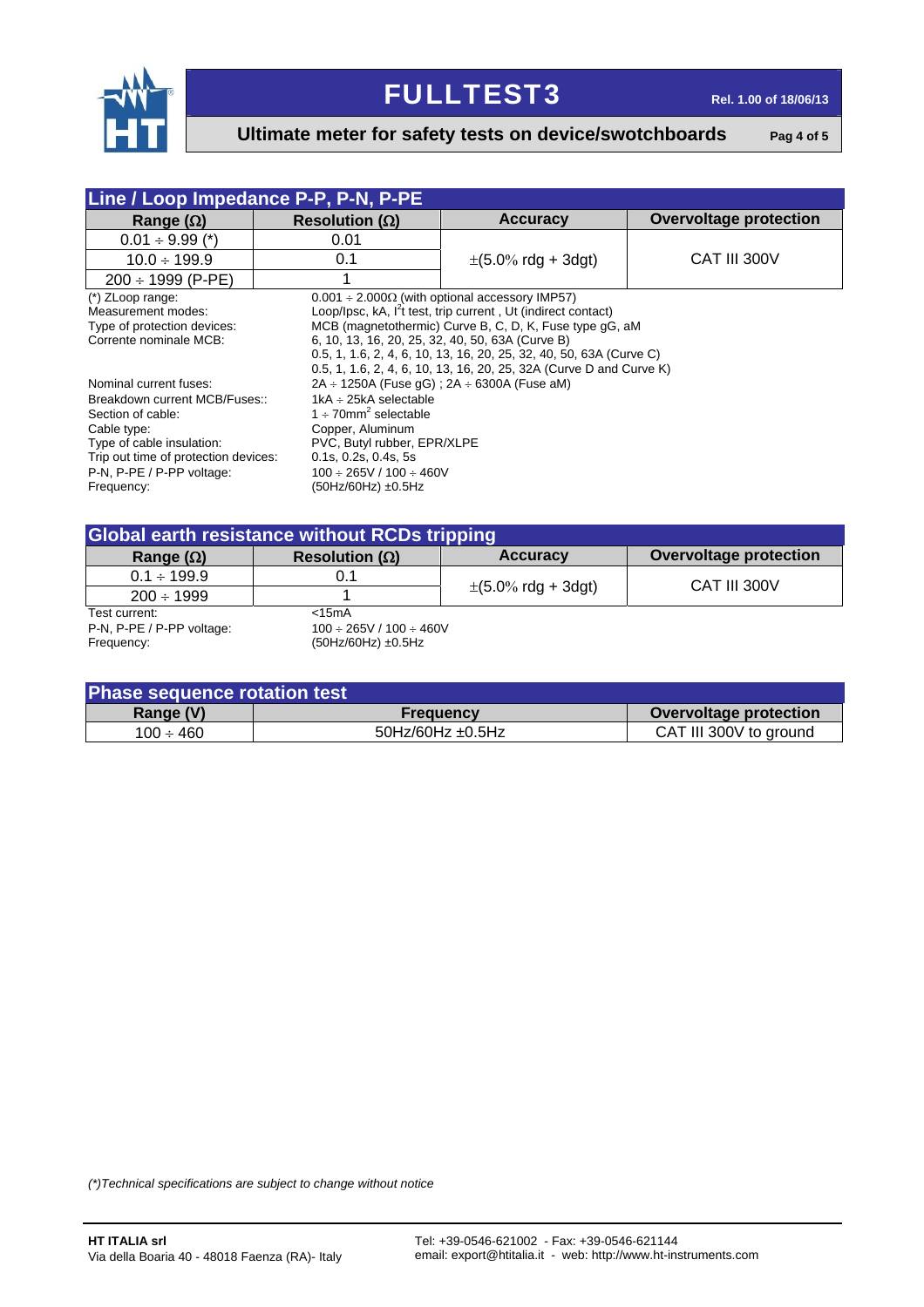## Line / Loop Impedance P-P, P-N, P-PE

| Range (Ω) | Resolution (Ω) | Accuracy | Overvoltage protection |
|---|---|---|---|
| 0.01 ÷ 9.99 (*) | 0.01 | ±(5.0% rdg + 3dgt) | CAT III 300V |
| 10.0 ÷ 199.9 | 0.1 | | |
| 200 ÷ 1999 (P-PE) | 1 | | |

(*) ZLoop range: 0.001 ÷ 2.000Ω (with optional accessory IMP57)
Measurement modes: Loop/Ipsc, kA, $I^2t$ test, trip current , Ut (indirect contact)
Type of protection devices: MCB (magnetothermic) Curve B, C, D, K, Fuse type gG, aM
Corrente nominale MCB: 6, 10, 13, 16, 20, 25, 32, 40, 50, 63A (Curve B)
0.5, 1, 1.6, 2, 4, 6, 10, 13, 16, 20, 25, 32, 40, 50, 63A (Curve C)
0.5, 1, 1.6, 2, 4, 6, 10, 13, 16, 20, 25, 32A (Curve D and Curve K)
Nominal current fuses: 2A ÷ 1250A (Fuse gG) ; 2A ÷ 6300A (Fuse aM)
Breakdown current MCB/Fuses:: 1kA ÷ 25kA selectable
Section of cable: 1 ÷ 70mm² selectable
Cable type: Copper, Aluminum
Type of cable insulation: PVC, Butyl rubber, EPR/XLPE
Trip out time of protection devices: 0.1s, 0.2s, 0.4s, 5s
P-N, P-PE / P-PP voltage: 100 ÷ 265V / 100 ÷ 460V
Frequency: (50Hz/60Hz) ±0.5Hz

## Global earth resistance without RCDs tripping

| Range (Ω) | Resolution (Ω) | Accuracy | Overvoltage protection |
|---|---|---|---|
| 0.1 ÷ 199.9 | 0.1 | ±(5.0% rdg + 3dgt) | CAT III 300V |
| 200 ÷ 1999 | 1 | | |

Test current: <15mA
P-N, P-PE / P-PP voltage: 100 ÷ 265V / 100 ÷ 460V
Frequency: (50Hz/60Hz) ±0.5Hz

## Phase sequence rotation test

| Range (V) | Frequency | Overvoltage protection |
|---|---|---|
| 100 ÷ 460 | 50Hz/60Hz ±0.5Hz | CAT III 300V to ground |

*(*)Technical specifications are subject to change without notice*

**HT ITALIA srl**
Via della Boaria 40 - 48018 Faenza (RA)- Italy

Tel: +39-0546-621002 - Fax: +39-0546-621144
email: export@htitalia.it - web: http://www.ht-instruments.com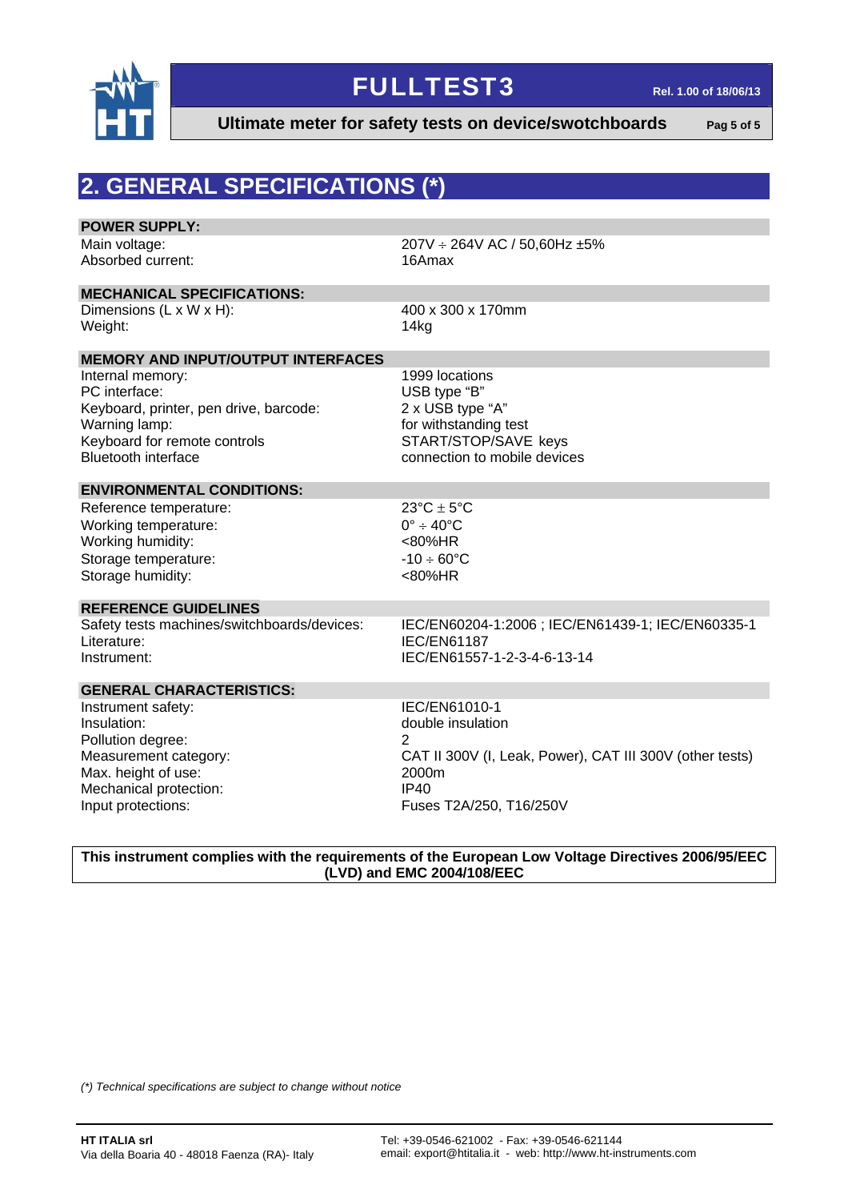## 2. GENERAL SPECIFICATIONS (*)

| | |
|---|---|
| **POWER SUPPLY:** | |
| Main voltage: | 207V ÷ 264V AC / 50,60Hz ±5% |
| Absorbed current: | 16Amax |
| **MECHANICAL SPECIFICATIONS:** | |
| Dimensions (L x W x H): | 400 x 300 x 170mm |
| Weight: | 14kg |
| **MEMORY AND INPUT/OUTPUT INTERFACES** | |
| Internal memory: | 1999 locations |
| PC interface: | USB type "B" |
| Keyboard, printer, pen drive, barcode: | 2 x USB type "A" |
| Warning lamp: | for withstanding test |
| Keyboard for remote controls | START/STOP/SAVE keys |
| Bluetooth interface | connection to mobile devices |
| **ENVIRONMENTAL CONDITIONS:** | |
| Reference temperature: | 23°C ± 5°C |
| Working temperature: | 0° ÷ 40°C |
| Working humidity: | <80%HR |
| Storage temperature: | -10 ÷ 60°C |
| Storage humidity: | <80%HR |
| **REFERENCE GUIDELINES** | |
| Safety tests machines/switchboards/devices: | IEC/EN60204-1:2006 ; IEC/EN61439-1; IEC/EN60335-1 |
| Literature: | IEC/EN61187 |
| Instrument: | IEC/EN61557-1-2-3-4-6-13-14 |
| **GENERAL CHARACTERISTICS:** | |
| Instrument safety: | IEC/EN61010-1 |
| Insulation: | double insulation |
| Pollution degree: | 2 |
| Measurement category: | CAT II 300V (I, Leak, Power), CAT III 300V (other tests) |
| Max. height of use: | 2000m |
| Mechanical protection: | IP40 |
| Input protections: | Fuses T2A/250, T16/250V |

**This instrument complies with the requirements of the European Low Voltage Directives 2006/95/EEC (LVD) and EMC 2004/108/EEC**

*(*) Technical specifications are subject to change without notice*

**HT ITALIA srl**
Via della Boaria 40 - 48018 Faenza (RA)- Italy

Tel: +39-0546-621002 - Fax: +39-0546-621144
email: export@httitalia.it - web: http://www.ht-instruments.com